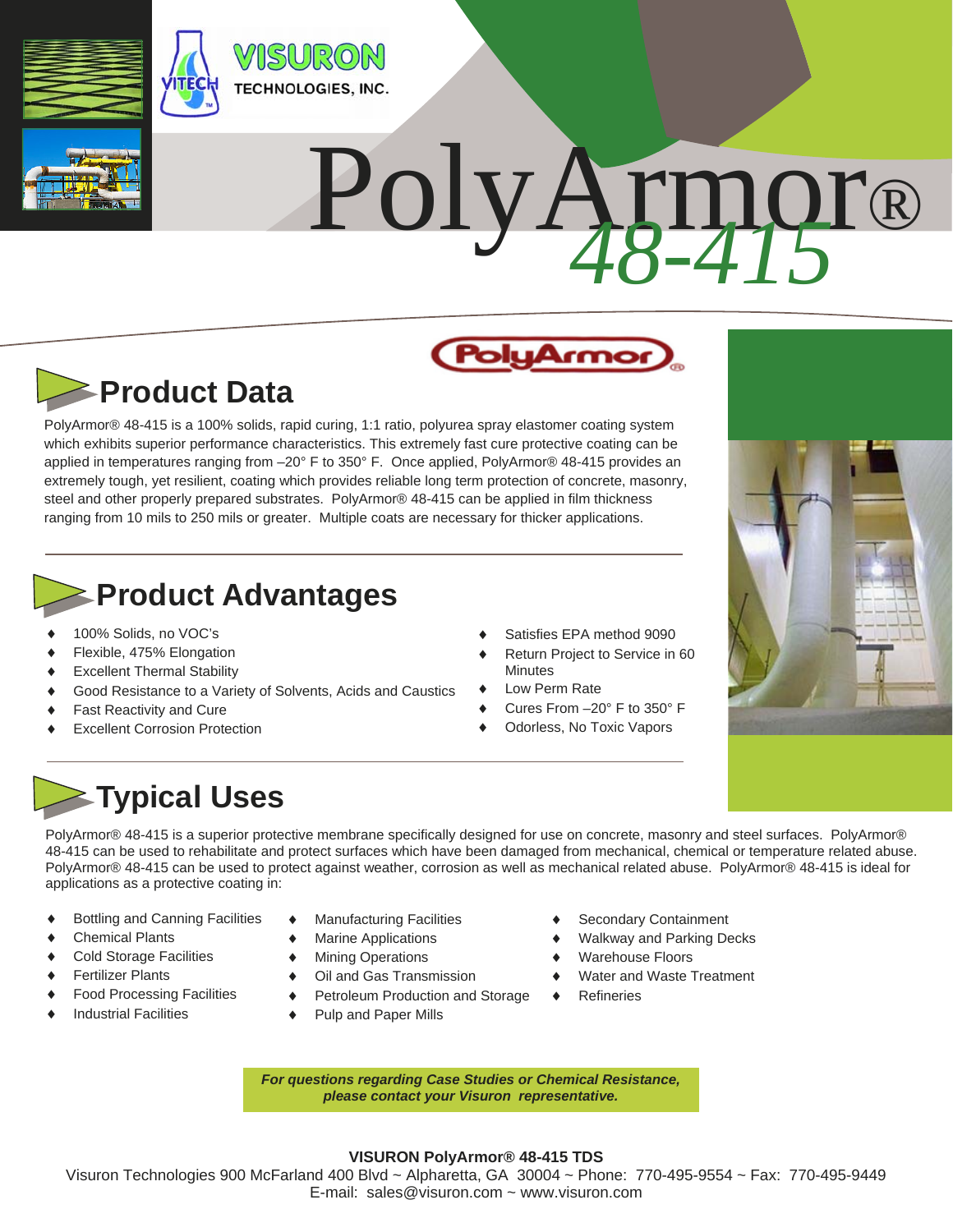VISURON TECHNOLOGIES, INC.

# PolyArmor® 48-415

## Product Data

PolyArmor® 48-415 is a 100% solids, rapid curing, 1:1 ratio, polyurea spray elastomer coating system which exhibits superior performance characteristics. This extremely fast cure protective coating can be applied in temperatures ranging from –20° F to 350° F. Once applied, PolyArmor® 48-415 provides an extremely tough, yet resilient, coating which provides reliable long term protection of concrete, masonry, steel and other properly prepared substrates. PolyArmor® 48-415 can be applied in film thickness ranging from 10 mils to 250 mils or greater. Multiple coats are necessary for thicker applications.

## Product Advantages

- 100% Solids, no VOC's
- Flexible, 475% Elongation
- Excellent Thermal Stability
- Good Resistance to a Variety of Solvents, Acids and Caustics
- Fast Reactivity and Cure
- Excellent Corrosion Protection
- Satisfies EPA method 9090
- Return Project to Service in 60 Minutes
- Low Perm Rate
- Cures From –20° F to 350° F
- Odorless, No Toxic Vapors

## Typical Uses

PolyArmor® 48-415 is a superior protective membrane specifically designed for use on concrete, masonry and steel surfaces. PolyArmor® 48-415 can be used to rehabilitate and protect surfaces which have been damaged from mechanical, chemical or temperature related abuse. PolyArmor® 48-415 can be used to protect against weather, corrosion as well as mechanical related abuse. PolyArmor® 48-415 is ideal for applications as a protective coating in:

- Bottling and Canning Facilities
- Chemical Plants
- Cold Storage Facilities
- Fertilizer Plants
- Food Processing Facilities
- Industrial Facilities
- Manufacturing Facilities
- Marine Applications
- Mining Operations
- Oil and Gas Transmission
- Petroleum Production and Storage
- Pulp and Paper Mills
- Secondary Containment
- Walkway and Parking Decks
- Warehouse Floors
- Water and Waste Treatment
- Refineries

***For questions regarding Case Studies or Chemical Resistance, please contact your Visuron representative.***

**VISURON PolyArmor® 48-415 TDS**

Visuron Technologies 900 McFarland 400 Blvd ~ Alpharetta, GA 30004 ~ Phone: 770-495-9554 ~ Fax: 770-495-9449
E-mail: sales@visuron.com ~ www.visuron.com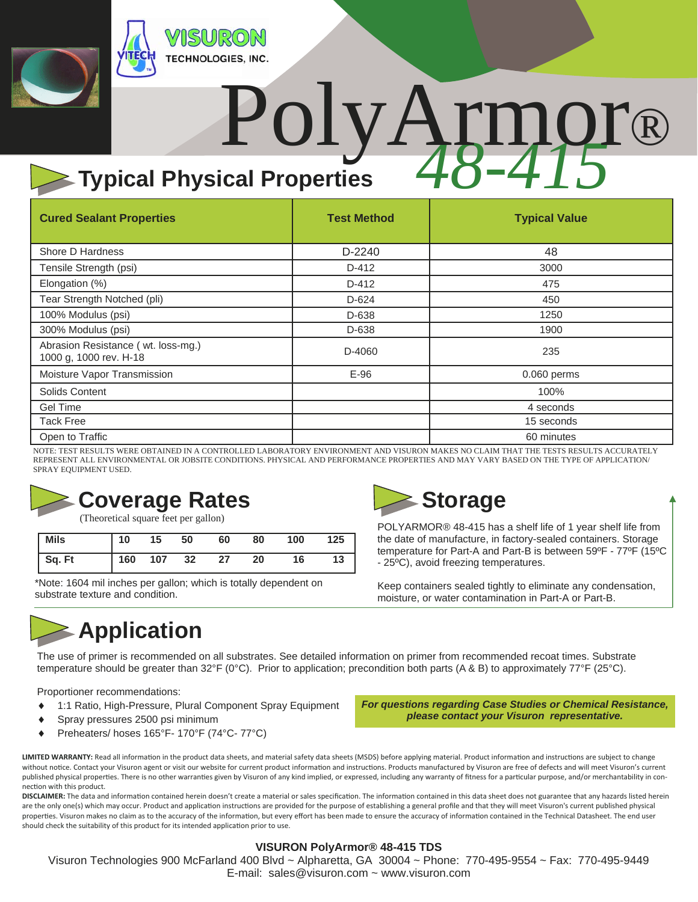VISURON TECHNOLOGIES, INC.

# PolyArmor® 48-415

## Typical Physical Properties

| Cured Sealant Properties | Test Method | Typical Value |
|---|---|---|
| Shore D Hardness | D-2240 | 48 |
| Tensile Strength (psi) | D-412 | 3000 |
| Elongation (%) | D-412 | 475 |
| Tear Strength Notched (pli) | D-624 | 450 |
| 100% Modulus (psi) | D-638 | 1250 |
| 300% Modulus (psi) | D-638 | 1900 |
| Abrasion Resistance ( wt. loss-mg.) 1000 g, 1000 rev. H-18 | D-4060 | 235 |
| Moisture Vapor Transmission | E-96 | 0.060 perms |
| Solids Content | | 100% |
| Gel Time | | 4 seconds |
| Tack Free | | 15 seconds |
| Open to Traffic | | 60 minutes |

NOTE: TEST RESULTS WERE OBTAINED IN A CONTROLLED LABORATORY ENVIRONMENT AND VISURON MAKES NO CLAIM THAT THE TESTS RESULTS ACCURATELY REPRESENT ALL ENVIRONMENTAL OR JOBSITE CONDITIONS. PHYSICAL AND PERFORMANCE PROPERTIES AND MAY VARY BASED ON THE TYPE OF APPLICATION/ SPRAY EQUIPMENT USED.

## Coverage Rates

(Theoretical square feet per gallon)

| Mils | 10 | 15 | 50 | 60 | 80 | 100 | 125 |
|---|---|---|---|---|---|---|---|
| Sq. Ft | 160 | 107 | 32 | 27 | 20 | 16 | 13 |

*Note: 1604 mil inches per gallon; which is totally dependent on substrate texture and condition.

## Storage

POLYARMOR® 48-415 has a shelf life of 1 year shelf life from the date of manufacture, in factory-sealed containers. Storage temperature for Part-A and Part-B is between 59ºF - 77ºF (15ºC - 25ºC), avoid freezing temperatures.

Keep containers sealed tightly to eliminate any condensation, moisture, or water contamination in Part-A or Part-B.

## Application

The use of primer is recommended on all substrates. See detailed information on primer from recommended recoat times. Substrate temperature should be greater than 32°F (0°C). Prior to application; precondition both parts (A & B) to approximately 77°F (25°C).

Proportioner recommendations:

- 1:1 Ratio, High-Pressure, Plural Component Spray Equipment
- Spray pressures 2500 psi minimum
- Preheaters/ hoses 165°F- 170°F (74°C- 77°C)

***For questions regarding Case Studies or Chemical Resistance, please contact your Visuron representative.***

**LIMITED WARRANTY:** Read all information in the product data sheets, and material safety data sheets (MSDS) before applying material. Product information and instructions are subject to change without notice. Contact your Visuron agent or visit our website for current product information and instructions. Products manufactured by Visuron are free of defects and will meet Visuron's current published physical properties. There is no other warranties given by Visuron of any kind implied, or expressed, including any warranty of fitness for a particular purpose, and/or merchantability in connection with this product.

**DISCLAIMER:** The data and information contained herein doesn't create a material or sales specification. The information contained in this data sheet does not guarantee that any hazards listed herein are the only one(s) which may occur. Product and application instructions are provided for the purpose of establishing a general profile and that they will meet Visuron's current published physical properties. Visuron makes no claim as to the accuracy of the information, but every effort has been made to ensure the accuracy of information contained in the Technical Datasheet. The end user should check the suitability of this product for its intended application prior to use.

**VISURON PolyArmor® 48-415 TDS**

Visuron Technologies 900 McFarland 400 Blvd ~ Alpharetta, GA 30004 ~ Phone: 770-495-9554 ~ Fax: 770-495-9449
E-mail: sales@visuron.com ~ www.visuron.com